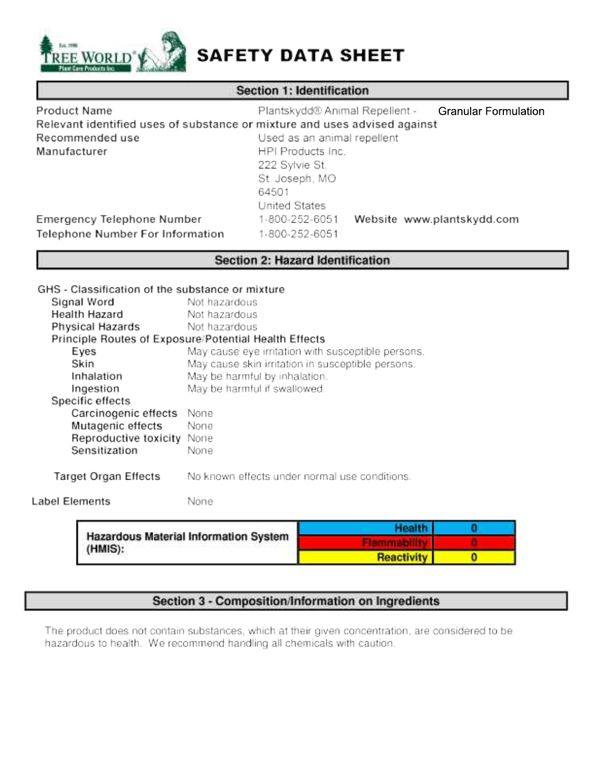# SAFETY DATA SHEET

## Section 1: Identification

| | |
|---|---|
| Product Name | Plantskydd® Animal Repellent - Granular Formulation |
| Relevant identified uses of substance or mixture and uses advised against | |
| Recommended use | Used as an animal repellent |
| Manufacturer | HPI Products Inc.<br>222 Sylvie St.<br>St. Joseph, MO<br>64501<br>United States |
| Emergency Telephone Number | 1-800-252-6051 Website www.plantskydd.com |
| Telephone Number For Information | 1-800-252-6051 |

## Section 2: Hazard Identification

GHS - Classification of the substance or mixture

| | |
|---|---|
| Signal Word | Not hazardous |
| Health Hazard | Not hazardous |
| Physical Hazards | Not hazardous |

Principle Routes of Exposure/Potential Health Effects

| | |
|---|---|
| Eyes | May cause eye irritation with susceptible persons. |
| Skin | May cause skin irritation in susceptible persons. |
| Inhalation | May be harmful by inhalation. |
| Ingestion | May be harmful if swallowed. |

Specific effects

| | |
|---|---|
| Carcinogenic effects | None |
| Mutagenic effects | None |
| Reproductive toxicity | None |
| Sensitization | None |

| | |
|---|---|
| Target Organ Effects | No known effects under normal use conditions. |
| Label Elements | None |

| Hazardous Material Information System (HMIS): | | |
|---|---|---|
| | Health | 0 |
| | Flammability | 0 |
| | Reactivity | 0 |

## Section 3 - Composition/Information on Ingredients

The product does not contain substances, which at their given concentration, are considered to be hazardous to health. We recommend handling all chemicals with caution.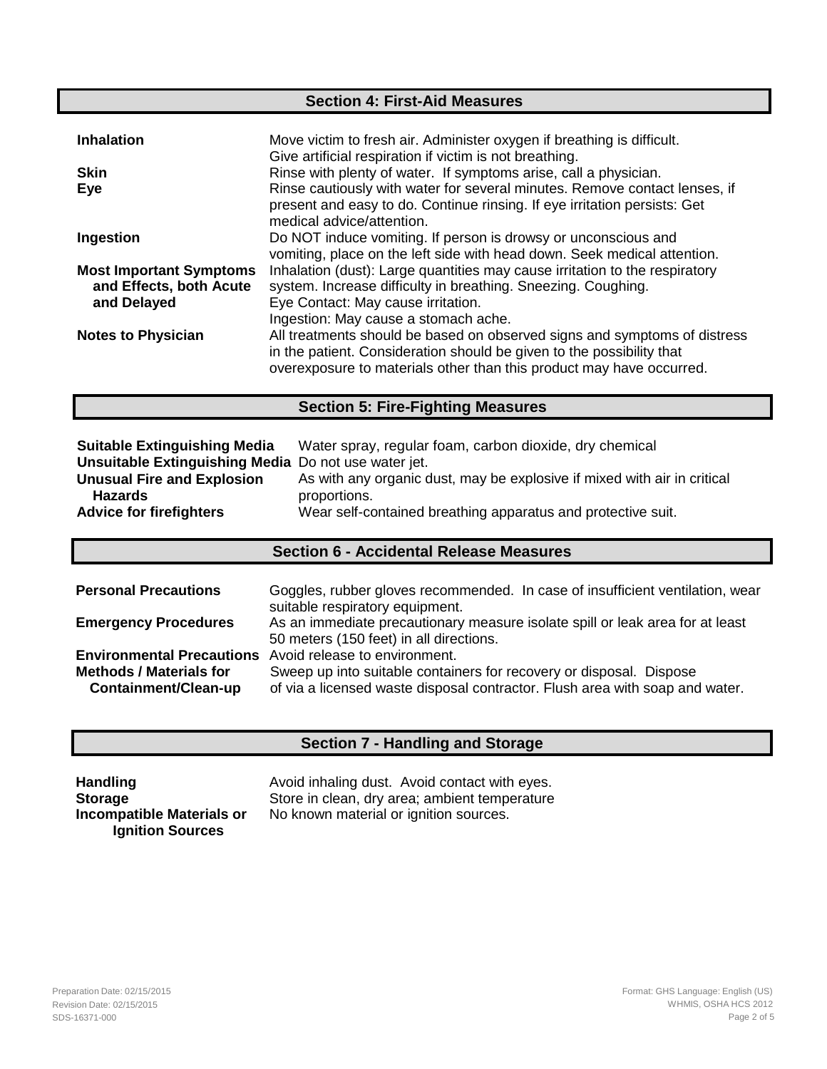## Section 4: First-Aid Measures

| | |
|---|---|
| **Inhalation** | Move victim to fresh air. Administer oxygen if breathing is difficult. Give artificial respiration if victim is not breathing. |
| **Skin** | Rinse with plenty of water. If symptoms arise, call a physician. |
| **Eye** | Rinse cautiously with water for several minutes. Remove contact lenses, if present and easy to do. Continue rinsing. If eye irritation persists: Get medical advice/attention. |
| **Ingestion** | Do NOT induce vomiting. If person is drowsy or unconscious and vomiting, place on the left side with head down. Seek medical attention. |
| **Most Important Symptoms and Effects, both Acute and Delayed** | Inhalation (dust): Large quantities may cause irritation to the respiratory system. Increase difficulty in breathing. Sneezing. Coughing.<br>Eye Contact: May cause irritation.<br>Ingestion: May cause a stomach ache. |
| **Notes to Physician** | All treatments should be based on observed signs and symptoms of distress in the patient. Consideration should be given to the possibility that overexposure to materials other than this product may have occurred. |

## Section 5: Fire-Fighting Measures

| | |
|---|---|
| **Suitable Extinguishing Media** | Water spray, regular foam, carbon dioxide, dry chemical |
| **Unsuitable Extinguishing Media** | Do not use water jet. |
| **Unusual Fire and Explosion Hazards** | As with any organic dust, may be explosive if mixed with air in critical proportions. |
| **Advice for firefighters** | Wear self-contained breathing apparatus and protective suit. |

## Section 6 - Accidental Release Measures

| | |
|---|---|
| **Personal Precautions** | Goggles, rubber gloves recommended. In case of insufficient ventilation, wear suitable respiratory equipment. |
| **Emergency Procedures** | As an immediate precautionary measure isolate spill or leak area for at least 50 meters (150 feet) in all directions. |
| **Environmental Precautions** | Avoid release to environment. |
| **Methods / Materials for Containment/Clean-up** | Sweep up into suitable containers for recovery or disposal. Dispose of via a licensed waste disposal contractor. Flush area with soap and water. |

## Section 7 - Handling and Storage

| | |
|---|---|
| **Handling** | Avoid inhaling dust. Avoid contact with eyes. |
| **Storage** | Store in clean, dry area; ambient temperature |
| **Incompatible Materials or Ignition Sources** | No known material or ignition sources. |

Preparation Date: 02/15/2015
Revision Date: 02/15/2015
SDS-16371-000

Format: GHS Language: English (US)
WHMIS, OSHA HCS 2012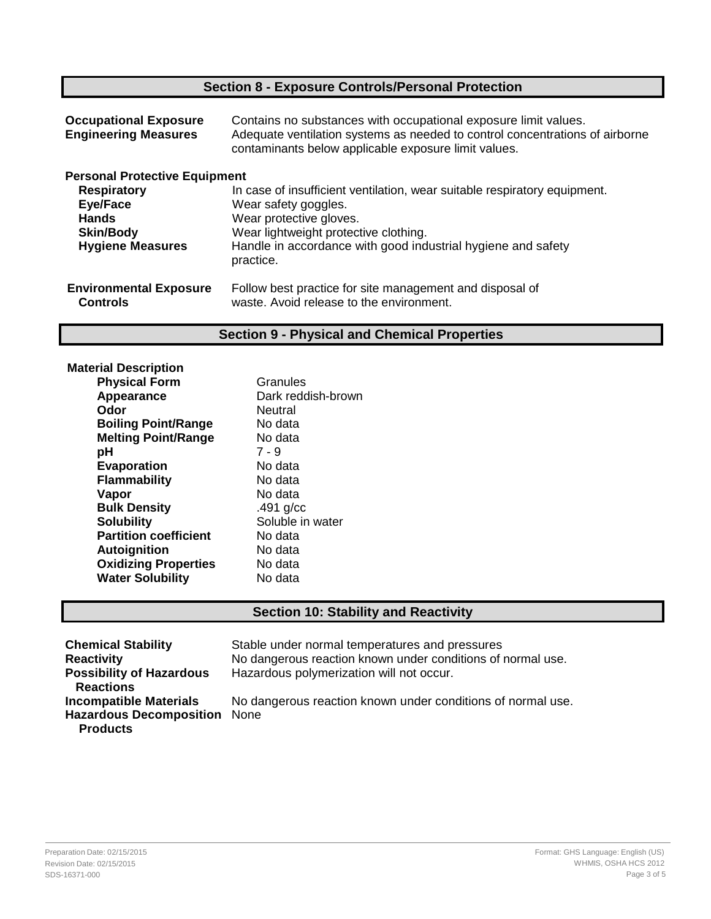## Section 8 - Exposure Controls/Personal Protection

**Occupational Exposure** Contains no substances with occupational exposure limit values.

**Engineering Measures** Adequate ventilation systems as needed to control concentrations of airborne contaminants below applicable exposure limit values.

### Personal Protective Equipment

| | |
|---|---|
| **Respiratory** | In case of insufficient ventilation, wear suitable respiratory equipment. |
| **Eye/Face** | Wear safety goggles. |
| **Hands** | Wear protective gloves. |
| **Skin/Body** | Wear lightweight protective clothing. |
| **Hygiene Measures** | Handle in accordance with good industrial hygiene and safety practice. |

**Environmental Exposure Controls** Follow best practice for site management and disposal of waste. Avoid release to the environment.

## Section 9 - Physical and Chemical Properties

### Material Description

| | |
|---|---|
| **Physical Form** | Granules |
| **Appearance** | Dark reddish-brown |
| **Odor** | Neutral |
| **Boiling Point/Range** | No data |
| **Melting Point/Range** | No data |
| **pH** | 7 - 9 |
| **Evaporation** | No data |
| **Flammability** | No data |
| **Vapor** | No data |
| **Bulk Density** | .491 g/cc |
| **Solubility** | Soluble in water |
| **Partition coefficient** | No data |
| **Autoignition** | No data |
| **Oxidizing Properties** | No data |
| **Water Solubility** | No data |

## Section 10: Stability and Reactivity

| | |
|---|---|
| **Chemical Stability** | Stable under normal temperatures and pressures |
| **Reactivity** | No dangerous reaction known under conditions of normal use. |
| **Possibility of Hazardous Reactions** | Hazardous polymerization will not occur. |
| **Incompatible Materials** | No dangerous reaction known under conditions of normal use. |
| **Hazardous Decomposition Products** | None |

Preparation Date: 02/15/2015
Revision Date: 02/15/2015
SDS-16371-000

Format: GHS Language: English (US)
WHMIS, OSHA HCS 2012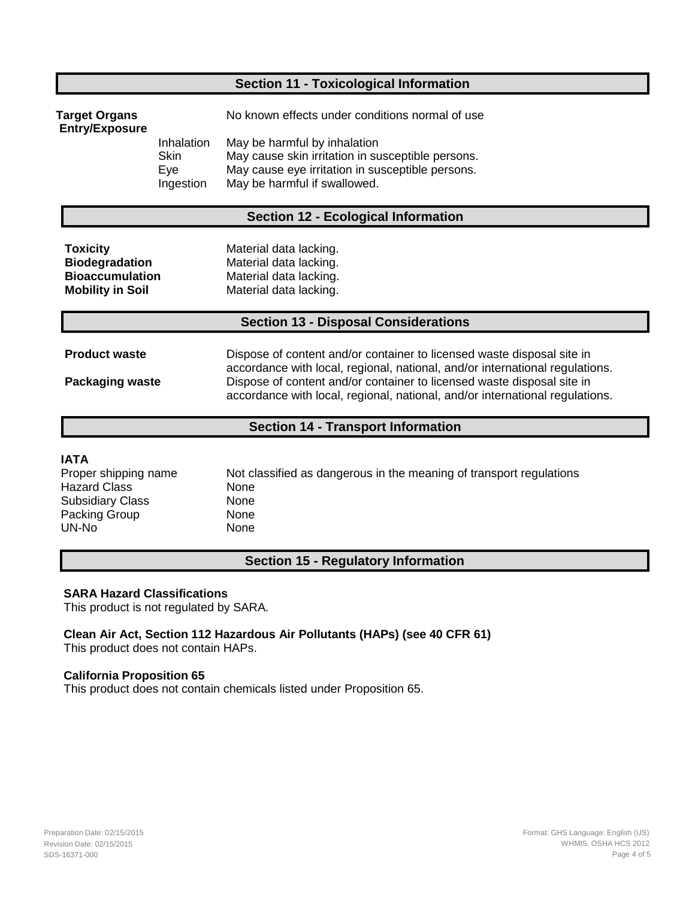## Section 11 - Toxicological Information

| | | |
|---|---|---|
| **Target Organs** | | No known effects under conditions normal of use |
| **Entry/Exposure** | Inhalation | May be harmful by inhalation |
| | Skin | May cause skin irritation in susceptible persons. |
| | Eye | May cause eye irritation in susceptible persons. |
| | Ingestion | May be harmful if swallowed. |

## Section 12 - Ecological Information

| | |
|---|---|
| **Toxicity** | Material data lacking. |
| **Biodegradation** | Material data lacking. |
| **Bioaccumulation** | Material data lacking. |
| **Mobility in Soil** | Material data lacking. |

## Section 13 - Disposal Considerations

| | |
|---|---|
| **Product waste** | Dispose of content and/or container to licensed waste disposal site in accordance with local, regional, national, and/or international regulations. |
| **Packaging waste** | Dispose of content and/or container to licensed waste disposal site in accordance with local, regional, national, and/or international regulations. |

## Section 14 - Transport Information

**IATA**

| | |
|---|---|
| Proper shipping name | Not classified as dangerous in the meaning of transport regulations |
| Hazard Class | None |
| Subsidiary Class | None |
| Packing Group | None |
| UN-No | None |

## Section 15 - Regulatory Information

**SARA Hazard Classifications**

This product is not regulated by SARA.

**Clean Air Act, Section 112 Hazardous Air Pollutants (HAPs) (see 40 CFR 61)**

This product does not contain HAPs.

**California Proposition 65**

This product does not contain chemicals listed under Proposition 65.

Preparation Date: 02/15/2015
Revision Date: 02/15/2015
SDS-16371-000

Format: GHS Language: English (US)
WHMIS, OSHA HCS 2012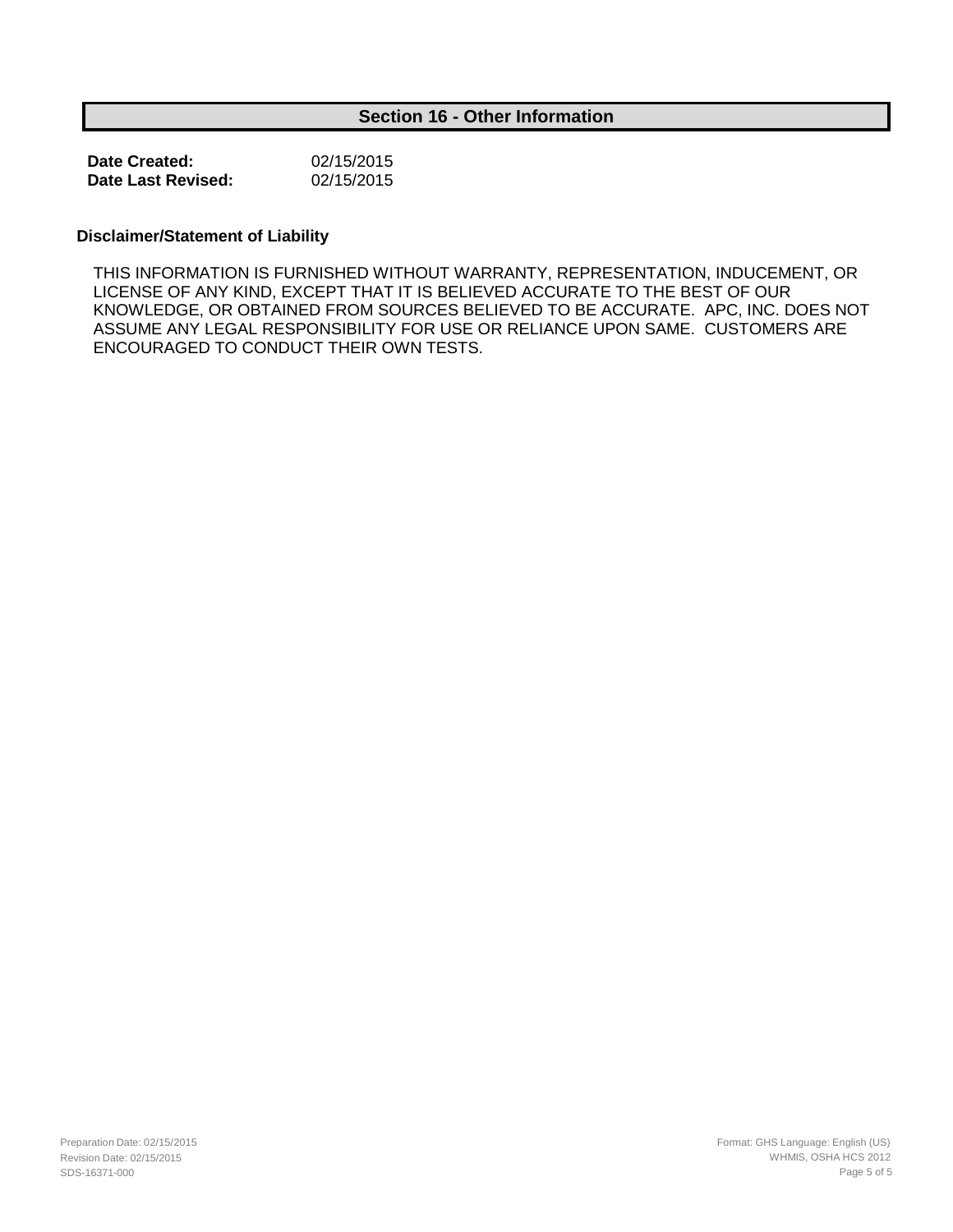## Section 16 - Other Information

**Date Created:** 02/15/2015
**Date Last Revised:** 02/15/2015

### Disclaimer/Statement of Liability

THIS INFORMATION IS FURNISHED WITHOUT WARRANTY, REPRESENTATION, INDUCEMENT, OR LICENSE OF ANY KIND, EXCEPT THAT IT IS BELIEVED ACCURATE TO THE BEST OF OUR KNOWLEDGE, OR OBTAINED FROM SOURCES BELIEVED TO BE ACCURATE. APC, INC. DOES NOT ASSUME ANY LEGAL RESPONSIBILITY FOR USE OR RELIANCE UPON SAME. CUSTOMERS ARE ENCOURAGED TO CONDUCT THEIR OWN TESTS.